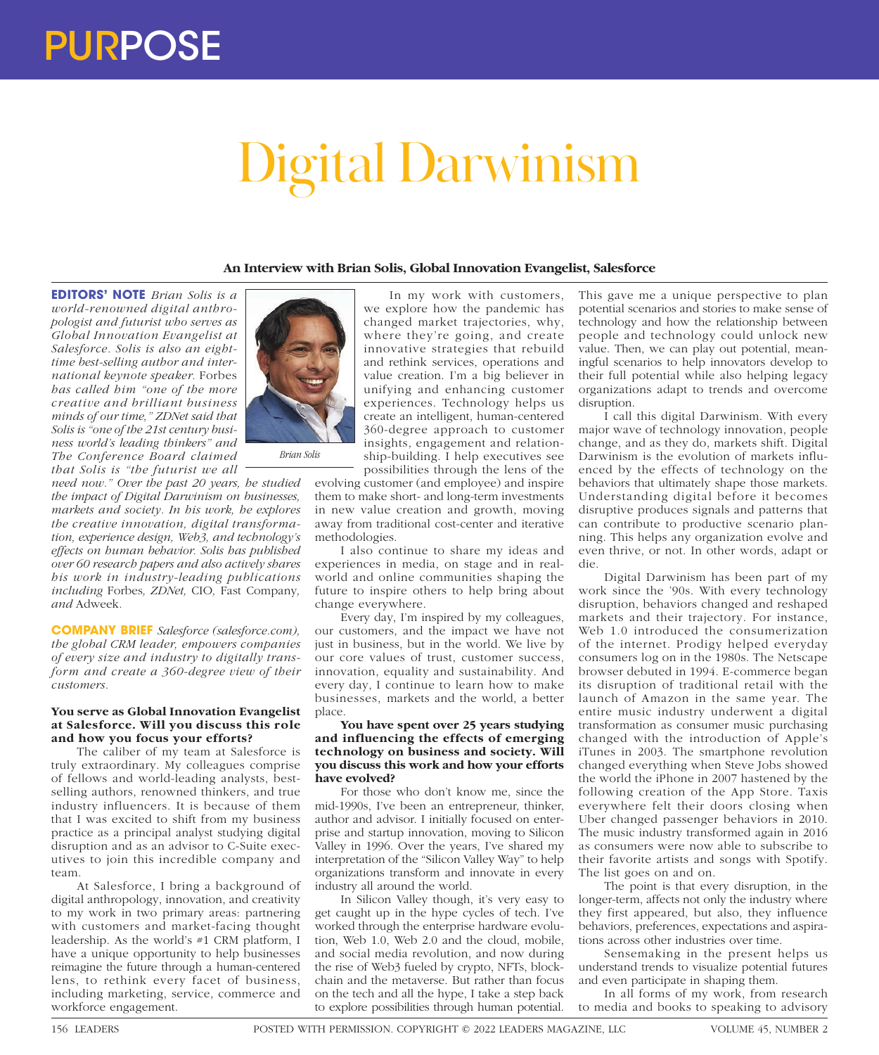# Digital Darwinism

**An Interview with Brian Solis, Global Innovation Evangelist, Salesforce**

**EDITORS' NOTE** *Brian Solis is a world-renowned digital anthropologist and futurist who serves as Global Innovation Evangelist at Salesforce. Solis is also an eight-time best-selling author and international keynote speaker.* Forbes *has called him "one of the more creative and brilliant business minds of our time," ZDNet said that Solis is "one of the 21st century business world's leading thinkers" and The Conference Board claimed that Solis is "the futurist we all need now." Over the past 20 years, he studied the impact of Digital Darwinism on businesses, markets and society. In his work, he explores the creative innovation, digital transformation, experience design, Web3, and technology's effects on human behavior. Solis has published over 60 research papers and also actively shares his work in industry-leading publications including* Forbes*, ZDNet,* CIO*,* Fast Company*, and* Adweek.

Brian Solis

**COMPANY BRIEF** *Salesforce (salesforce.com), the global CRM leader, empowers companies of every size and industry to digitally transform and create a 360-degree view of their customers.*

**You serve as Global Innovation Evangelist at Salesforce. Will you discuss this role and how you focus your efforts?**

The caliber of my team at Salesforce is truly extraordinary. My colleagues comprise of fellows and world-leading analysts, best-selling authors, renowned thinkers, and true industry influencers. It is because of them that I was excited to shift from my business practice as a principal analyst studying digital disruption and as an advisor to C-Suite executives to join this incredible company and team.

At Salesforce, I bring a background of digital anthropology, innovation, and creativity to my work in two primary areas: partnering with customers and market-facing thought leadership. As the world's #1 CRM platform, I have a unique opportunity to help businesses reimagine the future through a human-centered lens, to rethink every facet of business, including marketing, service, commerce and workforce engagement.

In my work with customers, we explore how the pandemic has changed market trajectories, why, where they're going, and create innovative strategies that rebuild and rethink services, operations and value creation. I'm a big believer in unifying and enhancing customer experiences. Technology helps us create an intelligent, human-centered 360-degree approach to customer insights, engagement and relationship-building. I help executives see possibilities through the lens of the evolving customer (and employee) and inspire them to make short- and long-term investments in new value creation and growth, moving away from traditional cost-center and iterative methodologies.

I also continue to share my ideas and experiences in media, on stage and in real-world and online communities shaping the future to inspire others to help bring about change everywhere.

Every day, I'm inspired by my colleagues, our customers, and the impact we have not just in business, but in the world. We live by our core values of trust, customer success, innovation, equality and sustainability. And every day, I continue to learn how to make businesses, markets and the world, a better place.

**You have spent over 25 years studying and influencing the effects of emerging technology on business and society. Will you discuss this work and how your efforts have evolved?**

For those who don't know me, since the mid-1990s, I've been an entrepreneur, thinker, author and advisor. I initially focused on enterprise and startup innovation, moving to Silicon Valley in 1996. Over the years, I've shared my interpretation of the "Silicon Valley Way" to help organizations transform and innovate in every industry all around the world.

In Silicon Valley though, it's very easy to get caught up in the hype cycles of tech. I've worked through the enterprise hardware evolution, Web 1.0, Web 2.0 and the cloud, mobile, and social media revolution, and now during the rise of Web3 fueled by crypto, NFTs, blockchain and the metaverse. But rather than focus on the tech and all the hype, I take a step back to explore possibilities through human potential. This gave me a unique perspective to plan potential scenarios and stories to make sense of technology and how the relationship between people and technology could unlock new value. Then, we can play out potential, meaningful scenarios to help innovators develop to their full potential while also helping legacy organizations adapt to trends and overcome disruption.

I call this digital Darwinism. With every major wave of technology innovation, people change, and as they do, markets shift. Digital Darwinism is the evolution of markets influenced by the effects of technology on the behaviors that ultimately shape those markets. Understanding digital before it becomes disruptive produces signals and patterns that can contribute to productive scenario planning. This helps any organization evolve and even thrive, or not. In other words, adapt or die.

Digital Darwinism has been part of my work since the '90s. With every technology disruption, behaviors changed and reshaped markets and their trajectory. For instance, Web 1.0 introduced the consumerization of the internet. Prodigy helped everyday consumers log on in the 1980s. The Netscape browser debuted in 1994. E-commerce began its disruption of traditional retail with the launch of Amazon in the same year. The entire music industry underwent a digital transformation as consumer music purchasing changed with the introduction of Apple's iTunes in 2003. The smartphone revolution changed everything when Steve Jobs showed the world the iPhone in 2007 hastened by the following creation of the App Store. Taxis everywhere felt their doors closing when Uber changed passenger behaviors in 2010. The music industry transformed again in 2016 as consumers were now able to subscribe to their favorite artists and songs with Spotify. The list goes on and on.

The point is that every disruption, in the longer-term, affects not only the industry where they first appeared, but also, they influence behaviors, preferences, expectations and aspirations across other industries over time.

Sensemaking in the present helps us understand trends to visualize potential futures and even participate in shaping them.

In all forms of my work, from research to media and books to speaking to advisory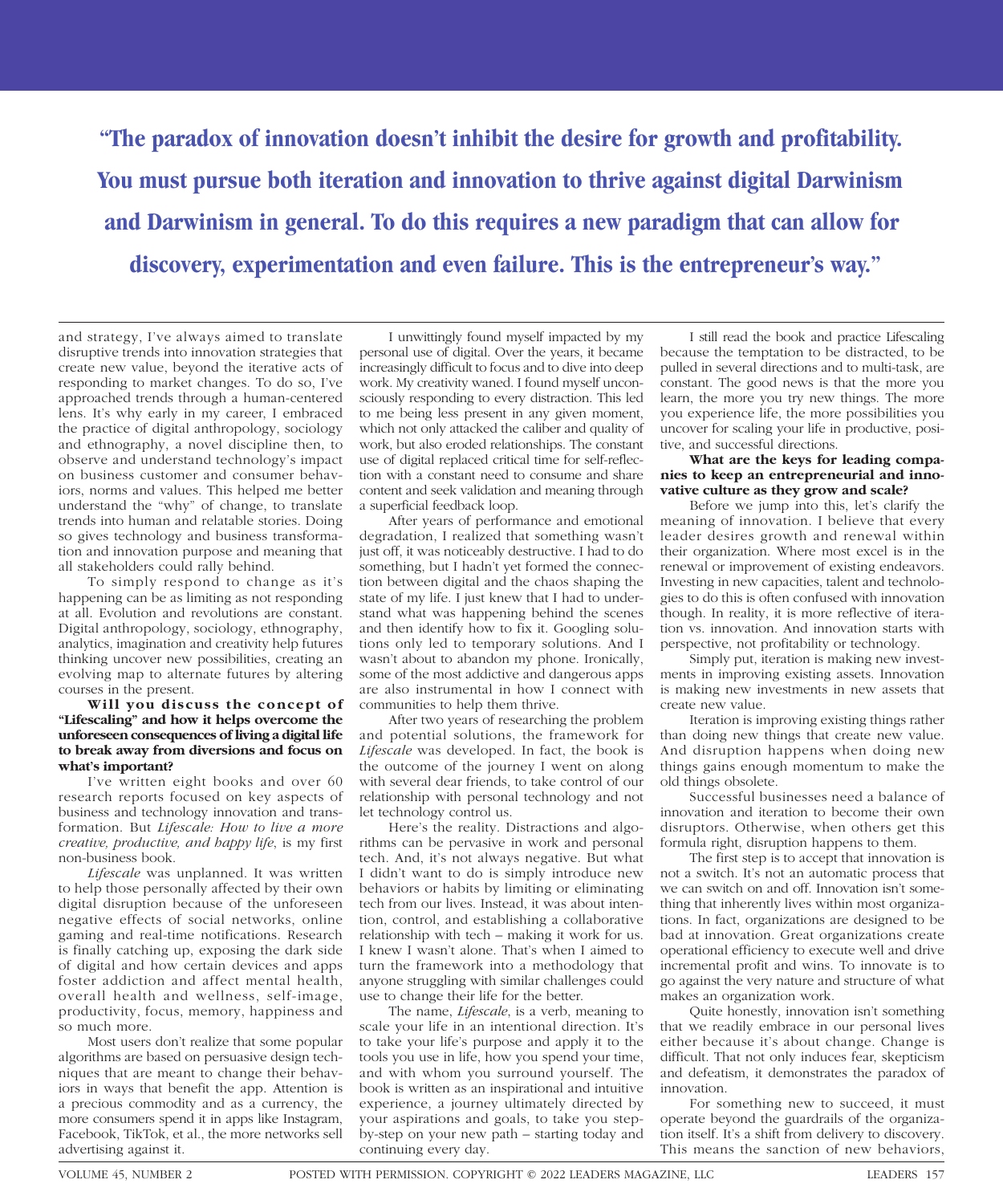> **"The paradox of innovation doesn't inhibit the desire for growth and profitability. You must pursue both iteration and innovation to thrive against digital Darwinism and Darwinism in general. To do this requires a new paradigm that can allow for discovery, experimentation and even failure. This is the entrepreneur's way."**

and strategy, I've always aimed to translate disruptive trends into innovation strategies that create new value, beyond the iterative acts of responding to market changes. To do so, I've approached trends through a human-centered lens. It's why early in my career, I embraced the practice of digital anthropology, sociology and ethnography, a novel discipline then, to observe and understand technology's impact on business customer and consumer behaviors, norms and values. This helped me better understand the "why" of change, to translate trends into human and relatable stories. Doing so gives technology and business transformation and innovation purpose and meaning that all stakeholders could rally behind.

To simply respond to change as it's happening can be as limiting as not responding at all. Evolution and revolutions are constant. Digital anthropology, sociology, ethnography, analytics, imagination and creativity help futures thinking uncover new possibilities, creating an evolving map to alternate futures by altering courses in the present.

**Will you discuss the concept of "Lifescaling" and how it helps overcome the unforeseen consequences of living a digital life to break away from diversions and focus on what's important?**

I've written eight books and over 60 research reports focused on key aspects of business and technology innovation and transformation. But *Lifescale: How to live a more creative, productive, and happy life*, is my first non-business book.

*Lifescale* was unplanned. It was written to help those personally affected by their own digital disruption because of the unforeseen negative effects of social networks, online gaming and real-time notifications. Research is finally catching up, exposing the dark side of digital and how certain devices and apps foster addiction and affect mental health, overall health and wellness, self-image, productivity, focus, memory, happiness and so much more.

Most users don't realize that some popular algorithms are based on persuasive design techniques that are meant to change their behaviors in ways that benefit the app. Attention is a precious commodity and as a currency, the more consumers spend it in apps like Instagram, Facebook, TikTok, et al., the more networks sell advertising against it.

I unwittingly found myself impacted by my personal use of digital. Over the years, it became increasingly difficult to focus and to dive into deep work. My creativity waned. I found myself unconsciously responding to every distraction. This led to me being less present in any given moment, which not only attacked the caliber and quality of work, but also eroded relationships. The constant use of digital replaced critical time for self-reflection with a constant need to consume and share content and seek validation and meaning through a superficial feedback loop.

After years of performance and emotional degradation, I realized that something wasn't just off, it was noticeably destructive. I had to do something, but I hadn't yet formed the connection between digital and the chaos shaping the state of my life. I just knew that I had to understand what was happening behind the scenes and then identify how to fix it. Googling solutions only led to temporary solutions. And I wasn't about to abandon my phone. Ironically, some of the most addictive and dangerous apps are also instrumental in how I connect with communities to help them thrive.

After two years of researching the problem and potential solutions, the framework for *Lifescale* was developed. In fact, the book is the outcome of the journey I went on along with several dear friends, to take control of our relationship with personal technology and not let technology control us.

Here's the reality. Distractions and algorithms can be pervasive in work and personal tech. And, it's not always negative. But what I didn't want to do is simply introduce new behaviors or habits by limiting or eliminating tech from our lives. Instead, it was about intention, control, and establishing a collaborative relationship with tech – making it work for us. I knew I wasn't alone. That's when I aimed to turn the framework into a methodology that anyone struggling with similar challenges could use to change their life for the better.

The name, *Lifescale*, is a verb, meaning to scale your life in an intentional direction. It's to take your life's purpose and apply it to the tools you use in life, how you spend your time, and with whom you surround yourself. The book is written as an inspirational and intuitive experience, a journey ultimately directed by your aspirations and goals, to take you step-by-step on your new path – starting today and continuing every day.

I still read the book and practice Lifescaling because the temptation to be distracted, to be pulled in several directions and to multi-task, are constant. The good news is that the more you learn, the more you try new things. The more you experience life, the more possibilities you uncover for scaling your life in productive, positive, and successful directions.

**What are the keys for leading companies to keep an entrepreneurial and innovative culture as they grow and scale?**

Before we jump into this, let's clarify the meaning of innovation. I believe that every leader desires growth and renewal within their organization. Where most excel is in the renewal or improvement of existing endeavors. Investing in new capacities, talent and technologies to do this is often confused with innovation though. In reality, it is more reflective of iteration vs. innovation. And innovation starts with perspective, not profitability or technology.

Simply put, iteration is making new investments in improving existing assets. Innovation is making new investments in new assets that create new value.

Iteration is improving existing things rather than doing new things that create new value. And disruption happens when doing new things gains enough momentum to make the old things obsolete.

Successful businesses need a balance of innovation and iteration to become their own disruptors. Otherwise, when others get this formula right, disruption happens to them.

The first step is to accept that innovation is not a switch. It's not an automatic process that we can switch on and off. Innovation isn't something that inherently lives within most organizations. In fact, organizations are designed to be bad at innovation. Great organizations create operational efficiency to execute well and drive incremental profit and wins. To innovate is to go against the very nature and structure of what makes an organization work.

Quite honestly, innovation isn't something that we readily embrace in our personal lives either because it's about change. Change is difficult. That not only induces fear, skepticism and defeatism, it demonstrates the paradox of innovation.

For something new to succeed, it must operate beyond the guardrails of the organization itself. It's a shift from delivery to discovery. This means the sanction of new behaviors,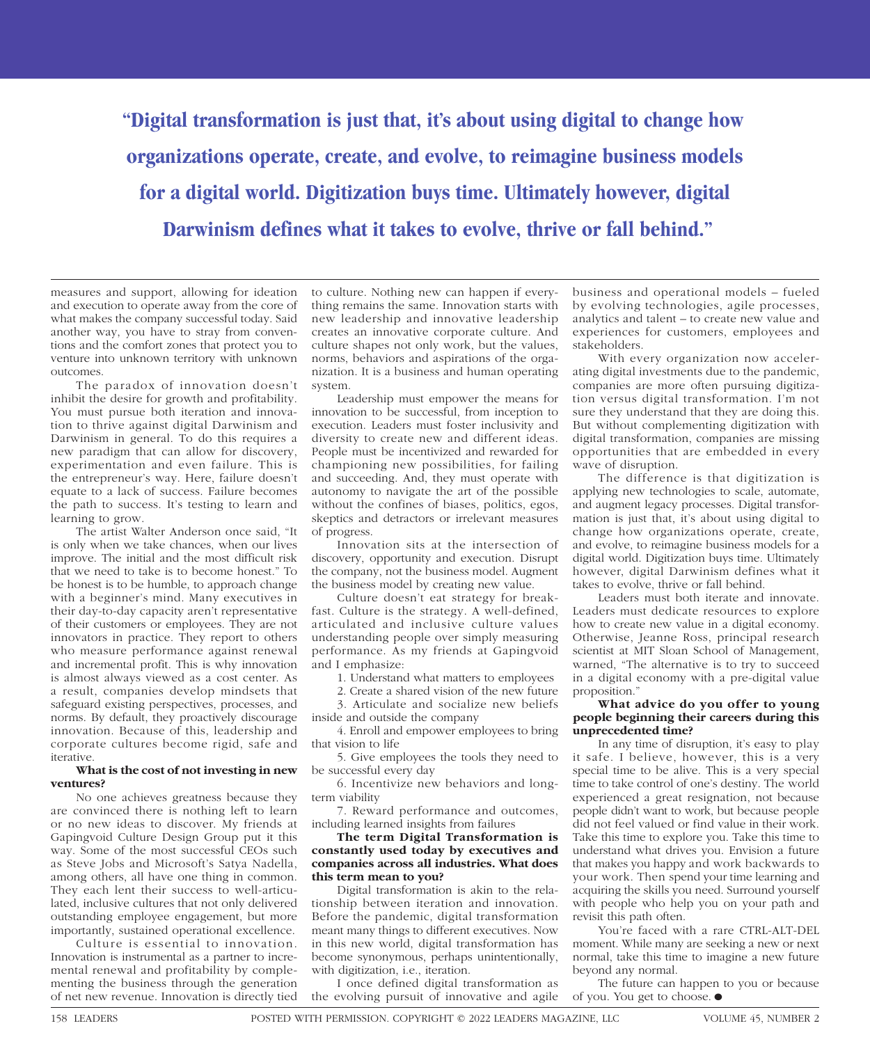> "Digital transformation is just that, it's about using digital to change how organizations operate, create, and evolve, to reimagine business models for a digital world. Digitization buys time. Ultimately however, digital Darwinism defines what it takes to evolve, thrive or fall behind."

measures and support, allowing for ideation and execution to operate away from the core of what makes the company successful today. Said another way, you have to stray from conventions and the comfort zones that protect you to venture into unknown territory with unknown outcomes.

The paradox of innovation doesn't inhibit the desire for growth and profitability. You must pursue both iteration and innovation to thrive against digital Darwinism and Darwinism in general. To do this requires a new paradigm that can allow for discovery, experimentation and even failure. This is the entrepreneur's way. Here, failure doesn't equate to a lack of success. Failure becomes the path to success. It's testing to learn and learning to grow.

The artist Walter Anderson once said, "It is only when we take chances, when our lives improve. The initial and the most difficult risk that we need to take is to become honest." To be honest is to be humble, to approach change with a beginner's mind. Many executives in their day-to-day capacity aren't representative of their customers or employees. They are not innovators in practice. They report to others who measure performance against renewal and incremental profit. This is why innovation is almost always viewed as a cost center. As a result, companies develop mindsets that safeguard existing perspectives, processes, and norms. By default, they proactively discourage innovation. Because of this, leadership and corporate cultures become rigid, safe and iterative.

**What is the cost of not investing in new ventures?**

No one achieves greatness because they are convinced there is nothing left to learn or no new ideas to discover. My friends at Gapingvoid Culture Design Group put it this way. Some of the most successful CEOs such as Steve Jobs and Microsoft's Satya Nadella, among others, all have one thing in common. They each lent their success to well-articulated, inclusive cultures that not only delivered outstanding employee engagement, but more importantly, sustained operational excellence.

Culture is essential to innovation. Innovation is instrumental as a partner to incremental renewal and profitability by complementing the business through the generation of net new revenue. Innovation is directly tied to culture. Nothing new can happen if everything remains the same. Innovation starts with new leadership and innovative leadership creates an innovative corporate culture. And culture shapes not only work, but the values, norms, behaviors and aspirations of the organization. It is a business and human operating system.

Leadership must empower the means for innovation to be successful, from inception to execution. Leaders must foster inclusivity and diversity to create new and different ideas. People must be incentivized and rewarded for championing new possibilities, for failing and succeeding. And, they must operate with autonomy to navigate the art of the possible without the confines of biases, politics, egos, skeptics and detractors or irrelevant measures of progress.

Innovation sits at the intersection of discovery, opportunity and execution. Disrupt the company, not the business model. Augment the business model by creating new value.

Culture doesn't eat strategy for breakfast. Culture is the strategy. A well-defined, articulated and inclusive culture values understanding people over simply measuring performance. As my friends at Gapingvoid and I emphasize:

1. Understand what matters to employees
2. Create a shared vision of the new future
3. Articulate and socialize new beliefs inside and outside the company
4. Enroll and empower employees to bring that vision to life
5. Give employees the tools they need to be successful every day
6. Incentivize new behaviors and long-term viability
7. Reward performance and outcomes, including learned insights from failures

**The term Digital Transformation is constantly used today by executives and companies across all industries. What does this term mean to you?**

Digital transformation is akin to the relationship between iteration and innovation. Before the pandemic, digital transformation meant many things to different executives. Now in this new world, digital transformation has become synonymous, perhaps unintentionally, with digitization, i.e., iteration.

I once defined digital transformation as the evolving pursuit of innovative and agile business and operational models – fueled by evolving technologies, agile processes, analytics and talent – to create new value and experiences for customers, employees and stakeholders.

With every organization now accelerating digital investments due to the pandemic, companies are more often pursuing digitization versus digital transformation. I'm not sure they understand that they are doing this. But without complementing digitization with digital transformation, companies are missing opportunities that are embedded in every wave of disruption.

The difference is that digitization is applying new technologies to scale, automate, and augment legacy processes. Digital transformation is just that, it's about using digital to change how organizations operate, create, and evolve, to reimagine business models for a digital world. Digitization buys time. Ultimately however, digital Darwinism defines what it takes to evolve, thrive or fall behind.

Leaders must both iterate and innovate. Leaders must dedicate resources to explore how to create new value in a digital economy. Otherwise, Jeanne Ross, principal research scientist at MIT Sloan School of Management, warned, "The alternative is to try to succeed in a digital economy with a pre-digital value proposition."

**What advice do you offer to young people beginning their careers during this unprecedented time?**

In any time of disruption, it's easy to play it safe. I believe, however, this is a very special time to be alive. This is a very special time to take control of one's destiny. The world experienced a great resignation, not because people didn't want to work, but because people did not feel valued or find value in their work. Take this time to explore you. Take this time to understand what drives you. Envision a future that makes you happy and work backwards to your work. Then spend your time learning and acquiring the skills you need. Surround yourself with people who help you on your path and revisit this path often.

You're faced with a rare CTRL-ALT-DEL moment. While many are seeking a new or next normal, take this time to imagine a new future beyond any normal.

The future can happen to you or because of you. You get to choose. ●

POSTED WITH PERMISSION. COPYRIGHT © 2022 LEADERS MAGAZINE, LLC